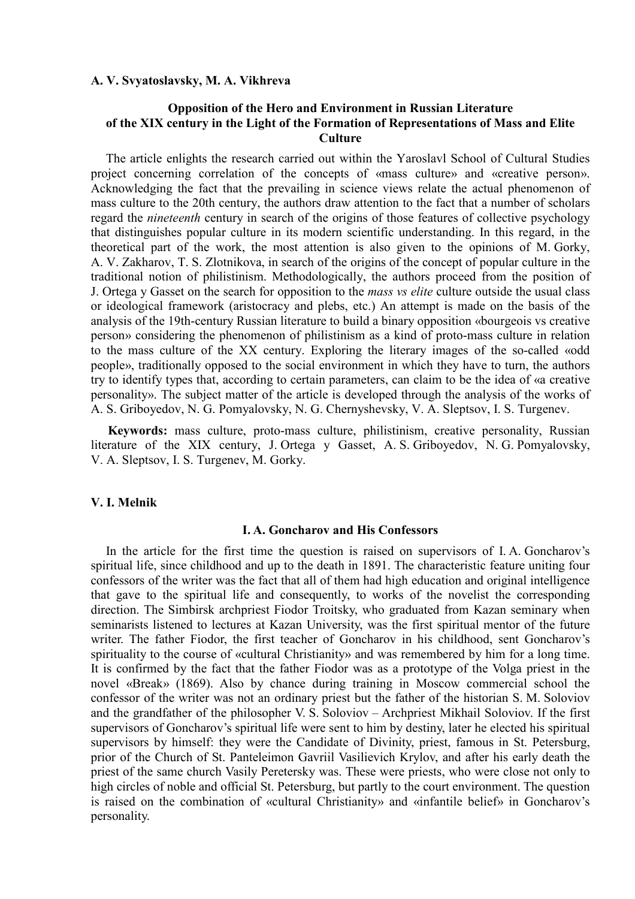**A. V. Svyatoslavsky, M. A. Vikhreva**

### Opposition of the Hero and Environment in Russian Literature of the XIX century in the Light of the Formation of Representations of Mass and Elite Culture

The article enlights the research carried out within the Yaroslavl School of Cultural Studies project concerning correlation of the concepts of «mass culture» and «creative person». Acknowledging the fact that the prevailing in science views relate the actual phenomenon of mass culture to the 20th century, the authors draw attention to the fact that a number of scholars regard the *nineteenth* century in search of the origins of those features of collective psychology that distinguishes popular culture in its modern scientific understanding. In this regard, in the theoretical part of the work, the most attention is also given to the opinions of M. Gorky, A. V. Zakharov, T. S. Zlotnikova, in search of the origins of the concept of popular culture in the traditional notion of philistinism. Methodologically, the authors proceed from the position of J. Ortega y Gasset on the search for opposition to the *mass vs elite* culture outside the usual class or ideological framework (aristocracy and plebs, etc.) An attempt is made on the basis of the analysis of the 19th-century Russian literature to build a binary opposition «bourgeois vs creative person» considering the phenomenon of philistinism as a kind of proto-mass culture in relation to the mass culture of the XX century. Exploring the literary images of the so-called «odd people», traditionally opposed to the social environment in which they have to turn, the authors try to identify types that, according to certain parameters, can claim to be the idea of «a creative personality». The subject matter of the article is developed through the analysis of the works of A. S. Griboyedov, N. G. Pomyalovsky, N. G. Chernyshevsky, V. A. Sleptsov, I. S. Turgenev.

**Keywords:** mass culture, proto-mass culture, philistinism, creative personality, Russian literature of the XIX century, J. Ortega y Gasset, A. S. Griboyedov, N. G. Pomyalovsky, V. A. Sleptsov, I. S. Turgenev, M. Gorky.

**V. I. Melnik**

### I. A. Goncharov and His Confessors

In the article for the first time the question is raised on supervisors of I. A. Goncharov's spiritual life, since childhood and up to the death in 1891. The characteristic feature uniting four confessors of the writer was the fact that all of them had high education and original intelligence that gave to the spiritual life and consequently, to works of the novelist the corresponding direction. The Simbirsk archpriest Fiodor Troitsky, who graduated from Kazan seminary when seminarists listened to lectures at Kazan University, was the first spiritual mentor of the future writer. The father Fiodor, the first teacher of Goncharov in his childhood, sent Goncharov's spirituality to the course of «cultural Christianity» and was remembered by him for a long time. It is confirmed by the fact that the father Fiodor was as a prototype of the Volga priest in the novel «Break» (1869). Also by chance during training in Moscow commercial school the confessor of the writer was not an ordinary priest but the father of the historian S. M. Soloviov and the grandfather of the philosopher V. S. Soloviov – Archpriest Mikhail Soloviov. If the first supervisors of Goncharov's spiritual life were sent to him by destiny, later he elected his spiritual supervisors by himself: they were the Candidate of Divinity, priest, famous in St. Petersburg, prior of the Church of St. Panteleimon Gavriil Vasilievich Krylov, and after his early death the priest of the same church Vasily Peretersky was. These were priests, who were close not only to high circles of noble and official St. Petersburg, but partly to the court environment. The question is raised on the combination of «cultural Christianity» and «infantile belief» in Goncharov's personality.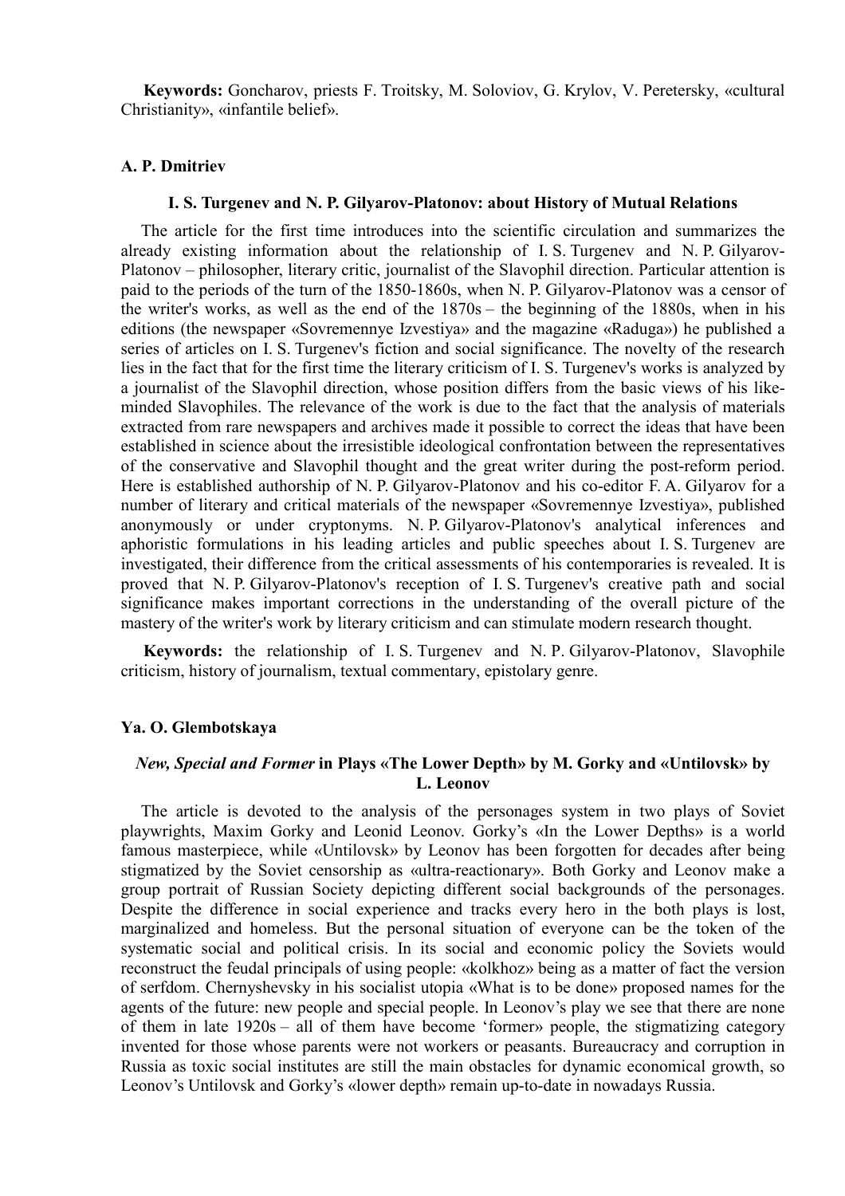**Keywords:** Goncharov, priests F. Troitsky, M. Soloviov, G. Krylov, V. Peretersky, «cultural Christianity», «infantile belief».

**A. P. Dmitriev**

### I. S. Turgenev and N. P. Gilyarov-Platonov: about History of Mutual Relations

The article for the first time introduces into the scientific circulation and summarizes the already existing information about the relationship of I. S. Turgenev and N. P. Gilyarov-Platonov – philosopher, literary critic, journalist of the Slavophil direction. Particular attention is paid to the periods of the turn of the 1850-1860s, when N. P. Gilyarov-Platonov was a censor of the writer's works, as well as the end of the 1870s – the beginning of the 1880s, when in his editions (the newspaper «Sovremennye Izvestiya» and the magazine «Raduga») he published a series of articles on I. S. Turgenev's fiction and social significance. The novelty of the research lies in the fact that for the first time the literary criticism of I. S. Turgenev's works is analyzed by a journalist of the Slavophil direction, whose position differs from the basic views of his like-minded Slavophiles. The relevance of the work is due to the fact that the analysis of materials extracted from rare newspapers and archives made it possible to correct the ideas that have been established in science about the irresistible ideological confrontation between the representatives of the conservative and Slavophil thought and the great writer during the post-reform period. Here is established authorship of N. P. Gilyarov-Platonov and his co-editor F. A. Gilyarov for a number of literary and critical materials of the newspaper «Sovremennye Izvestiya», published anonymously or under cryptonyms. N. P. Gilyarov-Platonov's analytical inferences and aphoristic formulations in his leading articles and public speeches about I. S. Turgenev are investigated, their difference from the critical assessments of his contemporaries is revealed. It is proved that N. P. Gilyarov-Platonov's reception of I. S. Turgenev's creative path and social significance makes important corrections in the understanding of the overall picture of the mastery of the writer's work by literary criticism and can stimulate modern research thought.

**Keywords:** the relationship of I. S. Turgenev and N. P. Gilyarov-Platonov, Slavophile criticism, history of journalism, textual commentary, epistolary genre.

**Ya. O. Glembotskaya**

### *New, Special and Former* in Plays «The Lower Depth» by M. Gorky and «Untilovsk» by L. Leonov

The article is devoted to the analysis of the personages system in two plays of Soviet playwrights, Maxim Gorky and Leonid Leonov. Gorky's «In the Lower Depths» is a world famous masterpiece, while «Untilovsk» by Leonov has been forgotten for decades after being stigmatized by the Soviet censorship as «ultra-reactionary». Both Gorky and Leonov make a group portrait of Russian Society depicting different social backgrounds of the personages. Despite the difference in social experience and tracks every hero in the both plays is lost, marginalized and homeless. But the personal situation of everyone can be the token of the systematic social and political crisis. In its social and economic policy the Soviets would reconstruct the feudal principals of using people: «kolkhoz» being as a matter of fact the version of serfdom. Chernyshevsky in his socialist utopia «What is to be done» proposed names for the agents of the future: new people and special people. In Leonov's play we see that there are none of them in late 1920s – all of them have become 'former» people, the stigmatizing category invented for those whose parents were not workers or peasants. Bureaucracy and corruption in Russia as toxic social institutes are still the main obstacles for dynamic economical growth, so Leonov's Untilovsk and Gorky's «lower depth» remain up-to-date in nowadays Russia.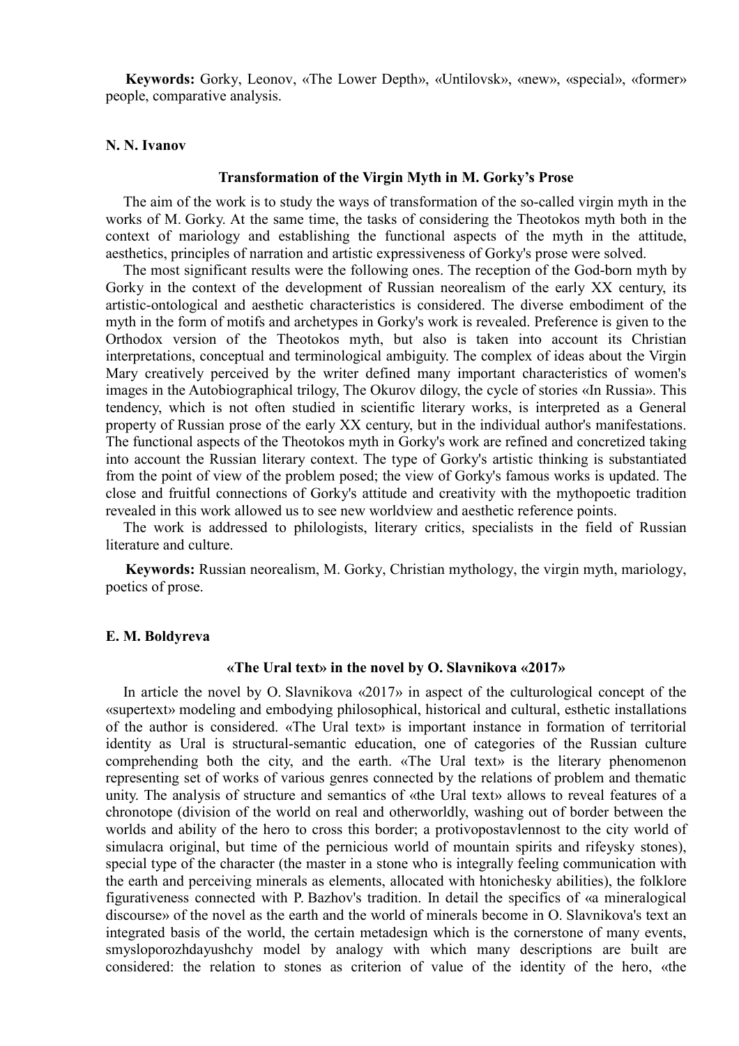**Keywords:** Gorky, Leonov, «The Lower Depth», «Untilovsk», «new», «special», «former» people, comparative analysis.

**N. N. Ivanov**

### Transformation of the Virgin Myth in M. Gorky's Prose

The aim of the work is to study the ways of transformation of the so-called virgin myth in the works of M. Gorky. At the same time, the tasks of considering the Theotokos myth both in the context of mariology and establishing the functional aspects of the myth in the attitude, aesthetics, principles of narration and artistic expressiveness of Gorky's prose were solved.

The most significant results were the following ones. The reception of the God-born myth by Gorky in the context of the development of Russian neorealism of the early XX century, its artistic-ontological and aesthetic characteristics is considered. The diverse embodiment of the myth in the form of motifs and archetypes in Gorky's work is revealed. Preference is given to the Orthodox version of the Theotokos myth, but also is taken into account its Christian interpretations, conceptual and terminological ambiguity. The complex of ideas about the Virgin Mary creatively perceived by the writer defined many important characteristics of women's images in the Autobiographical trilogy, The Okurov dilogy, the cycle of stories «In Russia». This tendency, which is not often studied in scientific literary works, is interpreted as a General property of Russian prose of the early XX century, but in the individual author's manifestations. The functional aspects of the Theotokos myth in Gorky's work are refined and concretized taking into account the Russian literary context. The type of Gorky's artistic thinking is substantiated from the point of view of the problem posed; the view of Gorky's famous works is updated. The close and fruitful connections of Gorky's attitude and creativity with the mythopoetic tradition revealed in this work allowed us to see new worldview and aesthetic reference points.

The work is addressed to philologists, literary critics, specialists in the field of Russian literature and culture.

**Keywords:** Russian neorealism, M. Gorky, Christian mythology, the virgin myth, mariology, poetics of prose.

**E. M. Boldyreva**

### «The Ural text» in the novel by O. Slavnikova «2017»

In article the novel by O. Slavnikova «2017» in aspect of the culturological concept of the «supertext» modeling and embodying philosophical, historical and cultural, esthetic installations of the author is considered. «The Ural text» is important instance in formation of territorial identity as Ural is structural-semantic education, one of categories of the Russian culture comprehending both the city, and the earth. «The Ural text» is the literary phenomenon representing set of works of various genres connected by the relations of problem and thematic unity. The analysis of structure and semantics of «the Ural text» allows to reveal features of a chronotope (division of the world on real and otherworldly, washing out of border between the worlds and ability of the hero to cross this border; a protivopostavlennost to the city world of simulacra original, but time of the pernicious world of mountain spirits and rifeysky stones), special type of the character (the master in a stone who is integrally feeling communication with the earth and perceiving minerals as elements, allocated with htonichesky abilities), the folklore figurativeness connected with P. Bazhov's tradition. In detail the specifics of «a mineralogical discourse» of the novel as the earth and the world of minerals become in O. Slavnikova's text an integrated basis of the world, the certain metadesign which is the cornerstone of many events, smysloporozhdayushchy model by analogy with which many descriptions are built are considered: the relation to stones as criterion of value of the identity of the hero, «the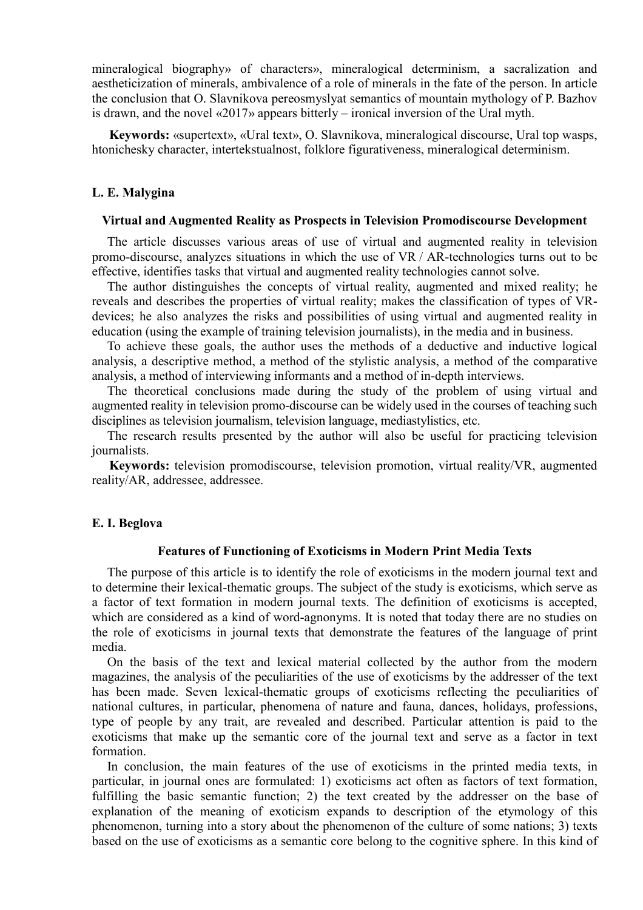mineralogical biography» of characters», mineralogical determinism, a sacralization and aestheticization of minerals, ambivalence of a role of minerals in the fate of the person. In article the conclusion that O. Slavnikova pereosmyslyat semantics of mountain mythology of P. Bazhov is drawn, and the novel «2017» appears bitterly – ironical inversion of the Ural myth.

**Keywords:** «supertext», «Ural text», O. Slavnikova, mineralogical discourse, Ural top wasps, htonichesky character, intertekstualnost, folklore figurativeness, mineralogical determinism.

**L. E. Malygina**

### Virtual and Augmented Reality as Prospects in Television Promodiscourse Development

The article discusses various areas of use of virtual and augmented reality in television promo-discourse, analyzes situations in which the use of VR / AR-technologies turns out to be effective, identifies tasks that virtual and augmented reality technologies cannot solve.

The author distinguishes the concepts of virtual reality, augmented and mixed reality; he reveals and describes the properties of virtual reality; makes the classification of types of VR-devices; he also analyzes the risks and possibilities of using virtual and augmented reality in education (using the example of training television journalists), in the media and in business.

To achieve these goals, the author uses the methods of a deductive and inductive logical analysis, a descriptive method, a method of the stylistic analysis, a method of the comparative analysis, a method of interviewing informants and a method of in-depth interviews.

The theoretical conclusions made during the study of the problem of using virtual and augmented reality in television promo-discourse can be widely used in the courses of teaching such disciplines as television journalism, television language, mediastylistics, etc.

The research results presented by the author will also be useful for practicing television journalists.

**Keywords:** television promodiscourse, television promotion, virtual reality/VR, augmented reality/AR, addressee, addressee.

**E. I. Beglova**

### Features of Functioning of Exoticisms in Modern Print Media Texts

The purpose of this article is to identify the role of exoticisms in the modern journal text and to determine their lexical-thematic groups. The subject of the study is exoticisms, which serve as a factor of text formation in modern journal texts. The definition of exoticisms is accepted, which are considered as a kind of word-agnonyms. It is noted that today there are no studies on the role of exoticisms in journal texts that demonstrate the features of the language of print media.

On the basis of the text and lexical material collected by the author from the modern magazines, the analysis of the peculiarities of the use of exoticisms by the addresser of the text has been made. Seven lexical-thematic groups of exoticisms reflecting the peculiarities of national cultures, in particular, phenomena of nature and fauna, dances, holidays, professions, type of people by any trait, are revealed and described. Particular attention is paid to the exoticisms that make up the semantic core of the journal text and serve as a factor in text formation.

In conclusion, the main features of the use of exoticisms in the printed media texts, in particular, in journal ones are formulated: 1) exoticisms act often as factors of text formation, fulfilling the basic semantic function; 2) the text created by the addresser on the base of explanation of the meaning of exoticism expands to description of the etymology of this phenomenon, turning into a story about the phenomenon of the culture of some nations; 3) texts based on the use of exoticisms as a semantic core belong to the cognitive sphere. In this kind of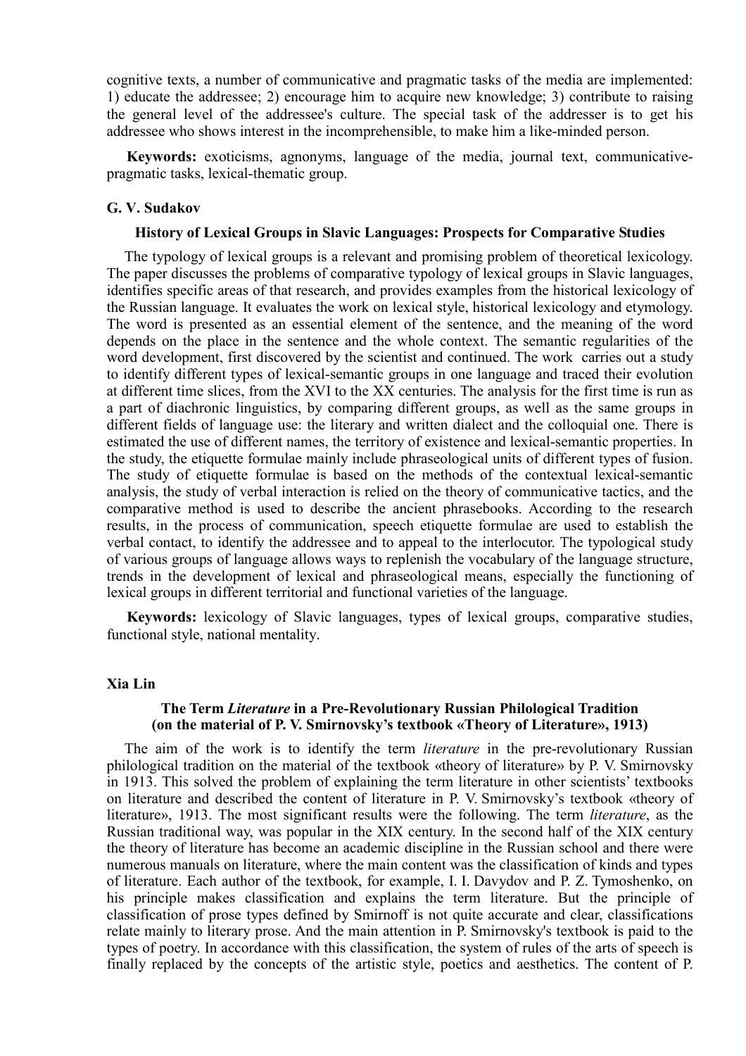cognitive texts, a number of communicative and pragmatic tasks of the media are implemented: 1) educate the addressee; 2) encourage him to acquire new knowledge; 3) contribute to raising the general level of the addressee's culture. The special task of the addresser is to get his addressee who shows interest in the incomprehensible, to make him a like-minded person.

**Keywords:** exoticisms, agnonyms, language of the media, journal text, communicative-pragmatic tasks, lexical-thematic group.

#### G. V. Sudakov

### History of Lexical Groups in Slavic Languages: Prospects for Comparative Studies

The typology of lexical groups is a relevant and promising problem of theoretical lexicology. The paper discusses the problems of comparative typology of lexical groups in Slavic languages, identifies specific areas of that research, and provides examples from the historical lexicology of the Russian language. It evaluates the work on lexical style, historical lexicology and etymology. The word is presented as an essential element of the sentence, and the meaning of the word depends on the place in the sentence and the whole context. The semantic regularities of the word development, first discovered by the scientist and continued. The work carries out a study to identify different types of lexical-semantic groups in one language and traced their evolution at different time slices, from the XVI to the XX centuries. The analysis for the first time is run as a part of diachronic linguistics, by comparing different groups, as well as the same groups in different fields of language use: the literary and written dialect and the colloquial one. There is estimated the use of different names, the territory of existence and lexical-semantic properties. In the study, the etiquette formulae mainly include phraseological units of different types of fusion. The study of etiquette formulae is based on the methods of the contextual lexical-semantic analysis, the study of verbal interaction is relied on the theory of communicative tactics, and the comparative method is used to describe the ancient phrasebooks. According to the research results, in the process of communication, speech etiquette formulae are used to establish the verbal contact, to identify the addressee and to appeal to the interlocutor. The typological study of various groups of language allows ways to replenish the vocabulary of the language structure, trends in the development of lexical and phraseological means, especially the functioning of lexical groups in different territorial and functional varieties of the language.

**Keywords:** lexicology of Slavic languages, types of lexical groups, comparative studies, functional style, national mentality.

#### Xia Lin

### The Term *Literature* in a Pre-Revolutionary Russian Philological Tradition (on the material of P. V. Smirnovsky's textbook «Theory of Literature», 1913)

The aim of the work is to identify the term *literature* in the pre-revolutionary Russian philological tradition on the material of the textbook «theory of literature» by P. V. Smirnovsky in 1913. This solved the problem of explaining the term literature in other scientists' textbooks on literature and described the content of literature in P. V. Smirnovsky's textbook «theory of literature», 1913. The most significant results were the following. The term *literature*, as the Russian traditional way, was popular in the XIX century. In the second half of the XIX century the theory of literature has become an academic discipline in the Russian school and there were numerous manuals on literature, where the main content was the classification of kinds and types of literature. Each author of the textbook, for example, I. I. Davydov and P. Z. Tymoshenko, on his principle makes classification and explains the term literature. But the principle of classification of prose types defined by Smirnoff is not quite accurate and clear, classifications relate mainly to literary prose. And the main attention in P. Smirnovsky's textbook is paid to the types of poetry. In accordance with this classification, the system of rules of the arts of speech is finally replaced by the concepts of the artistic style, poetics and aesthetics. The content of P.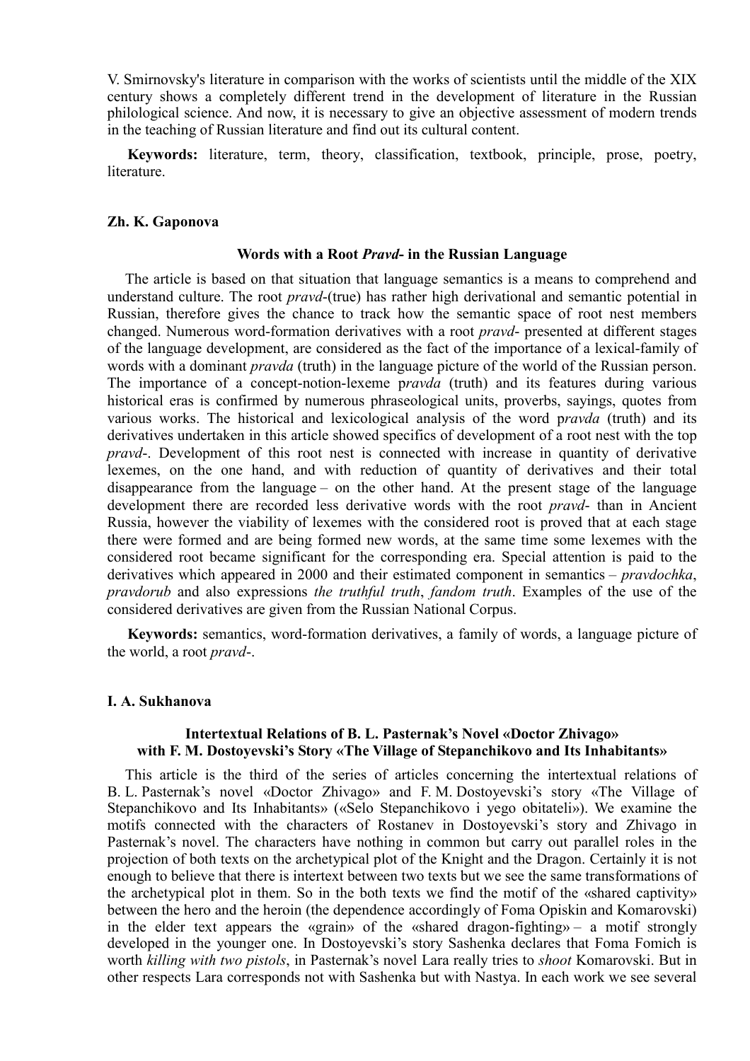V. Smirnovsky's literature in comparison with the works of scientists until the middle of the XIX century shows a completely different trend in the development of literature in the Russian philological science. And now, it is necessary to give an objective assessment of modern trends in the teaching of Russian literature and find out its cultural content.

**Keywords:** literature, term, theory, classification, textbook, principle, prose, poetry, literature.

**Zh. K. Gaponova**

### Words with a Root *Pravd-* in the Russian Language

The article is based on that situation that language semantics is a means to comprehend and understand culture. The root *pravd-*(true) has rather high derivational and semantic potential in Russian, therefore gives the chance to track how the semantic space of root nest members changed. Numerous word-formation derivatives with a root *pravd-* presented at different stages of the language development, are considered as the fact of the importance of a lexical-family of words with a dominant *pravda* (truth) in the language picture of the world of the Russian person. The importance of a concept-notion-lexeme p*ravda* (truth) and its features during various historical eras is confirmed by numerous phraseological units, proverbs, sayings, quotes from various works. The historical and lexicological analysis of the word p*ravda* (truth) and its derivatives undertaken in this article showed specifics of development of a root nest with the top *pravd-*. Development of this root nest is connected with increase in quantity of derivative lexemes, on the one hand, and with reduction of quantity of derivatives and their total disappearance from the language – on the other hand. At the present stage of the language development there are recorded less derivative words with the root *pravd-* than in Ancient Russia, however the viability of lexemes with the considered root is proved that at each stage there were formed and are being formed new words, at the same time some lexemes with the considered root became significant for the corresponding era. Special attention is paid to the derivatives which appeared in 2000 and their estimated component in semantics – *pravdochka*, *pravdorub* and also expressions *the truthful truth*, *fandom truth*. Examples of the use of the considered derivatives are given from the Russian National Corpus.

**Keywords:** semantics, word-formation derivatives, a family of words, a language picture of the world, a root *pravd-*.

**I. A. Sukhanova**

### Intertextual Relations of B. L. Pasternak's Novel «Doctor Zhivago» with F. M. Dostoyevski's Story «The Village of Stepanchikovo and Its Inhabitants»

This article is the third of the series of articles concerning the intertextual relations of B. L. Pasternak's novel «Doctor Zhivago» and F. M. Dostoyevski's story «The Village of Stepanchikovo and Its Inhabitants» («Selo Stepanchikovo i yego obitateli»). We examine the motifs connected with the characters of Rostanev in Dostoyevski's story and Zhivago in Pasternak's novel. The characters have nothing in common but carry out parallel roles in the projection of both texts on the archetypical plot of the Knight and the Dragon. Certainly it is not enough to believe that there is intertext between two texts but we see the same transformations of the archetypical plot in them. So in the both texts we find the motif of the «shared captivity» between the hero and the heroin (the dependence accordingly of Foma Opiskin and Komarovski) in the elder text appears the «grain» of the «shared dragon-fighting» – a motif strongly developed in the younger one. In Dostoyevski's story Sashenka declares that Foma Fomich is worth *killing with two pistols*, in Pasternak's novel Lara really tries to *shoot* Komarovski. But in other respects Lara corresponds not with Sashenka but with Nastya. In each work we see several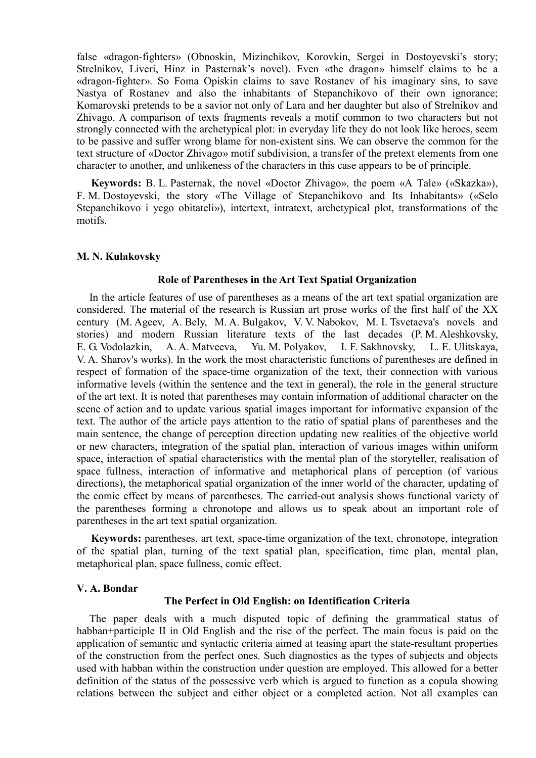false «dragon-fighters» (Obnoskin, Mizinchikov, Korovkin, Sergei in Dostoyevski's story; Strelnikov, Liveri, Hinz in Pasternak's novel). Even «the dragon» himself claims to be a «dragon-fighter». So Foma Opiskin claims to save Rostanev of his imaginary sins, to save Nastya of Rostanev and also the inhabitants of Stepanchikovo of their own ignorance; Komarovski pretends to be a savior not only of Lara and her daughter but also of Strelnikov and Zhivago. A comparison of texts fragments reveals a motif common to two characters but not strongly connected with the archetypical plot: in everyday life they do not look like heroes, seem to be passive and suffer wrong blame for non-existent sins. We can observe the common for the text structure of «Doctor Zhivago» motif subdivision, a transfer of the pretext elements from one character to another, and unlikeness of the characters in this case appears to be of principle.

**Keywords:** B. L. Pasternak, the novel «Doctor Zhivago», the poem «A Tale» («Skazka»), F. M. Dostoyevski, the story «The Village of Stepanchikovo and Its Inhabitants» («Selo Stepanchikovo i yego obitateli»), intertext, intratext, archetypical plot, transformations of the motifs.

**M. N. Kulakovsky**

### Role of Parentheses in the Art Text Spatial Organization

In the article features of use of parentheses as a means of the art text spatial organization are considered. The material of the research is Russian art prose works of the first half of the XX century (M. Ageev, A. Bely, M. A. Bulgakov, V. V. Nabokov, M. I. Tsvetaeva's novels and stories) and modern Russian literature texts of the last decades (P. M. Aleshkovsky, E. G. Vodolazkin, A. A. Matveeva, Yu. M. Polyakov, I. F. Sakhnovsky, L. E. Ulitskaya, V. A. Sharov's works). In the work the most characteristic functions of parentheses are defined in respect of formation of the space-time organization of the text, their connection with various informative levels (within the sentence and the text in general), the role in the general structure of the art text. It is noted that parentheses may contain information of additional character on the scene of action and to update various spatial images important for informative expansion of the text. The author of the article pays attention to the ratio of spatial plans of parentheses and the main sentence, the change of perception direction updating new realities of the objective world or new characters, integration of the spatial plan, interaction of various images within uniform space, interaction of spatial characteristics with the mental plan of the storyteller, realisation of space fullness, interaction of informative and metaphorical plans of perception (of various directions), the metaphorical spatial organization of the inner world of the character, updating of the comic effect by means of parentheses. The carried-out analysis shows functional variety of the parentheses forming a chronotope and allows us to speak about an important role of parentheses in the art text spatial organization.

**Keywords:** parentheses, art text, space-time organization of the text, chronotope, integration of the spatial plan, turning of the text spatial plan, specification, time plan, mental plan, metaphorical plan, space fullness, comic effect.

**V. A. Bondar**

### The Perfect in Old English: on Identification Criteria

The paper deals with a much disputed topic of defining the grammatical status of habban+participle II in Old English and the rise of the perfect. The main focus is paid on the application of semantic and syntactic criteria aimed at teasing apart the state-resultant properties of the construction from the perfect ones. Such diagnostics as the types of subjects and objects used with habban within the construction under question are employed. This allowed for a better definition of the status of the possessive verb which is argued to function as a copula showing relations between the subject and either object or a completed action. Not all examples can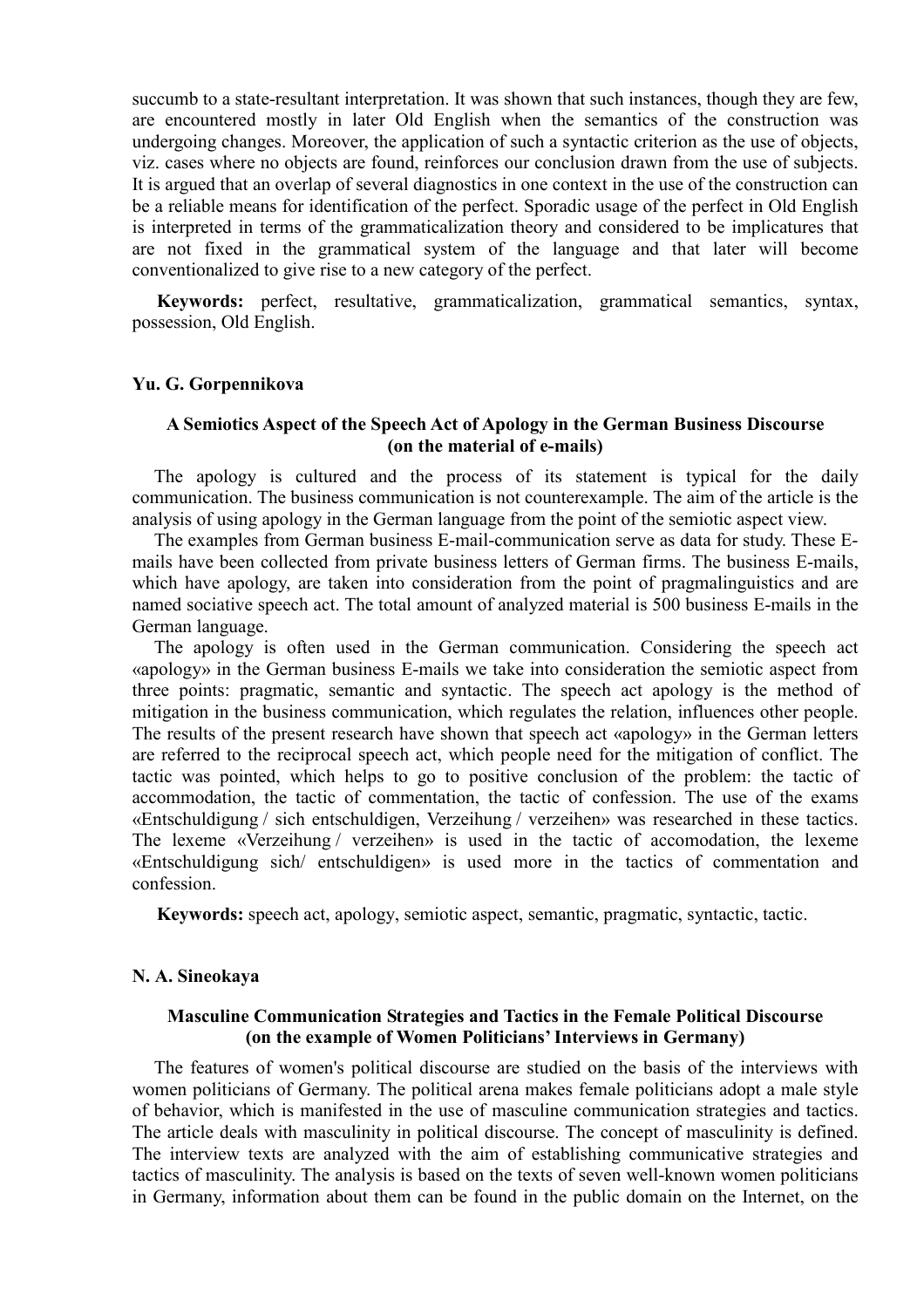succumb to a state-resultant interpretation. It was shown that such instances, though they are few, are encountered mostly in later Old English when the semantics of the construction was undergoing changes. Moreover, the application of such a syntactic criterion as the use of objects, viz. cases where no objects are found, reinforces our conclusion drawn from the use of subjects. It is argued that an overlap of several diagnostics in one context in the use of the construction can be a reliable means for identification of the perfect. Sporadic usage of the perfect in Old English is interpreted in terms of the grammaticalization theory and considered to be implicatures that are not fixed in the grammatical system of the language and that later will become conventionalized to give rise to a new category of the perfect.

**Keywords:** perfect, resultative, grammaticalization, grammatical semantics, syntax, possession, Old English.

**Yu. G. Gorpennikova**

### A Semiotics Aspect of the Speech Act of Apology in the German Business Discourse (on the material of e-mails)

The apology is cultured and the process of its statement is typical for the daily communication. The business communication is not counterexample. The aim of the article is the analysis of using apology in the German language from the point of the semiotic aspect view.

The examples from German business E-mail-communication serve as data for study. These E-mails have been collected from private business letters of German firms. The business E-mails, which have apology, are taken into consideration from the point of pragmalinguistics and are named sociative speech act. The total amount of analyzed material is 500 business E-mails in the German language.

The apology is often used in the German communication. Considering the speech act «apology» in the German business E-mails we take into consideration the semiotic aspect from three points: pragmatic, semantic and syntactic. The speech act apology is the method of mitigation in the business communication, which regulates the relation, influences other people. The results of the present research have shown that speech act «apology» in the German letters are referred to the reciprocal speech act, which people need for the mitigation of conflict. The tactic was pointed, which helps to go to positive conclusion of the problem: the tactic of accommodation, the tactic of commentation, the tactic of confession. The use of the exams «Entschuldigung / sich entschuldigen, Verzeihung / verzeihen» was researched in these tactics. The lexeme «Verzeihung / verzeihen» is used in the tactic of accomodation, the lexeme «Entschuldigung sich/ entschuldigen» is used more in the tactics of commentation and confession.

**Keywords:** speech act, apology, semiotic aspect, semantic, pragmatic, syntactic, tactic.

**N. A. Sineokaya**

### Masculine Communication Strategies and Tactics in the Female Political Discourse (on the example of Women Politicians' Interviews in Germany)

The features of women's political discourse are studied on the basis of the interviews with women politicians of Germany. The political arena makes female politicians adopt a male style of behavior, which is manifested in the use of masculine communication strategies and tactics. The article deals with masculinity in political discourse. The concept of masculinity is defined. The interview texts are analyzed with the aim of establishing communicative strategies and tactics of masculinity. The analysis is based on the texts of seven well-known women politicians in Germany, information about them can be found in the public domain on the Internet, on the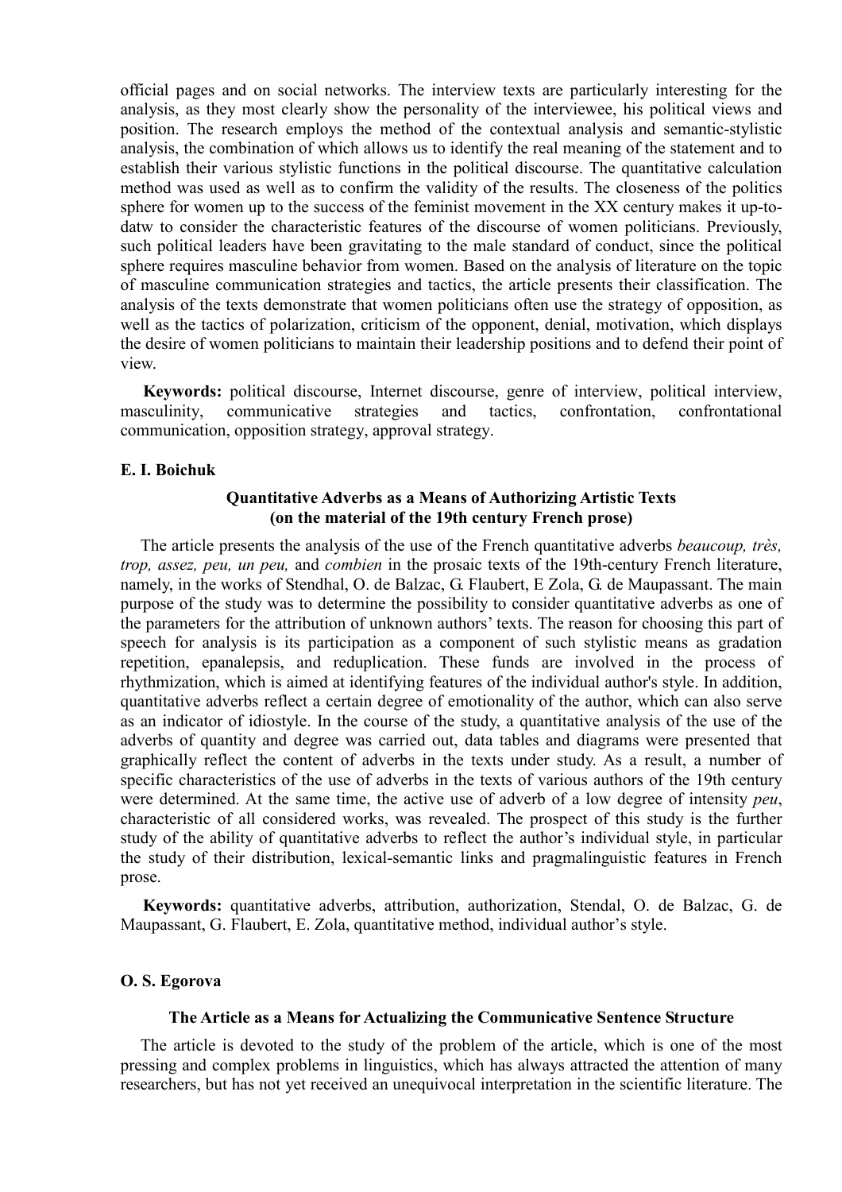official pages and on social networks. The interview texts are particularly interesting for the analysis, as they most clearly show the personality of the interviewee, his political views and position. The research employs the method of the contextual analysis and semantic-stylistic analysis, the combination of which allows us to identify the real meaning of the statement and to establish their various stylistic functions in the political discourse. The quantitative calculation method was used as well as to confirm the validity of the results. The closeness of the politics sphere for women up to the success of the feminist movement in the XX century makes it up-to-datw to consider the characteristic features of the discourse of women politicians. Previously, such political leaders have been gravitating to the male standard of conduct, since the political sphere requires masculine behavior from women. Based on the analysis of literature on the topic of masculine communication strategies and tactics, the article presents their classification. The analysis of the texts demonstrate that women politicians often use the strategy of opposition, as well as the tactics of polarization, criticism of the opponent, denial, motivation, which displays the desire of women politicians to maintain their leadership positions and to defend their point of view.

**Keywords:** political discourse, Internet discourse, genre of interview, political interview, masculinity, communicative strategies and tactics, confrontation, confrontational communication, opposition strategy, approval strategy.

**E. I. Boichuk**

### Quantitative Adverbs as a Means of Authorizing Artistic Texts (on the material of the 19th century French prose)

The article presents the analysis of the use of the French quantitative adverbs *beaucoup, très, trop, assez, peu, un peu,* and *combien* in the prosaic texts of the 19th-century French literature, namely, in the works of Stendhal, O. de Balzac, G. Flaubert, E Zola, G. de Maupassant. The main purpose of the study was to determine the possibility to consider quantitative adverbs as one of the parameters for the attribution of unknown authors' texts. The reason for choosing this part of speech for analysis is its participation as a component of such stylistic means as gradation repetition, epanalepsis, and reduplication. These funds are involved in the process of rhythmization, which is aimed at identifying features of the individual author's style. In addition, quantitative adverbs reflect a certain degree of emotionality of the author, which can also serve as an indicator of idiostyle. In the course of the study, a quantitative analysis of the use of the adverbs of quantity and degree was carried out, data tables and diagrams were presented that graphically reflect the content of adverbs in the texts under study. As a result, a number of specific characteristics of the use of adverbs in the texts of various authors of the 19th century were determined. At the same time, the active use of adverb of a low degree of intensity *peu*, characteristic of all considered works, was revealed. The prospect of this study is the further study of the ability of quantitative adverbs to reflect the author's individual style, in particular the study of their distribution, lexical-semantic links and pragmalinguistic features in French prose.

**Keywords:** quantitative adverbs, attribution, authorization, Stendal, O. de Balzac, G. de Maupassant, G. Flaubert, E. Zola, quantitative method, individual author's style.

**O. S. Egorova**

### The Article as a Means for Actualizing the Communicative Sentence Structure

The article is devoted to the study of the problem of the article, which is one of the most pressing and complex problems in linguistics, which has always attracted the attention of many researchers, but has not yet received an unequivocal interpretation in the scientific literature. The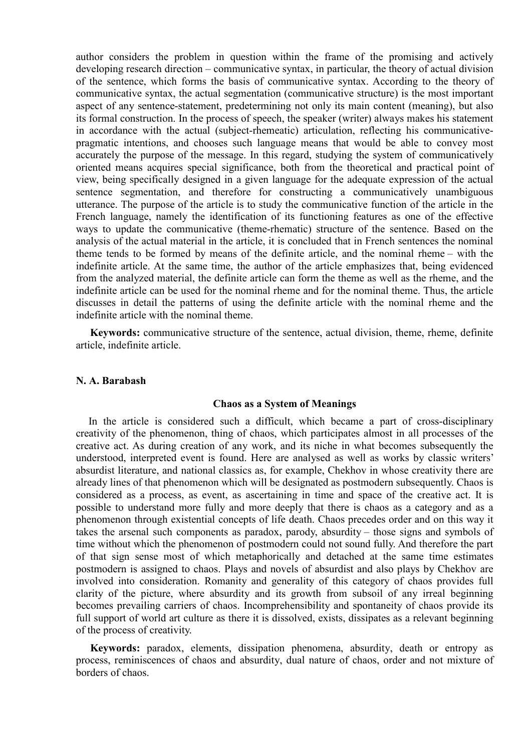author considers the problem in question within the frame of the promising and actively developing research direction – communicative syntax, in particular, the theory of actual division of the sentence, which forms the basis of communicative syntax. According to the theory of communicative syntax, the actual segmentation (communicative structure) is the most important aspect of any sentence-statement, predetermining not only its main content (meaning), but also its formal construction. In the process of speech, the speaker (writer) always makes his statement in accordance with the actual (subject-rhemeatic) articulation, reflecting his communicative-pragmatic intentions, and chooses such language means that would be able to convey most accurately the purpose of the message. In this regard, studying the system of communicatively oriented means acquires special significance, both from the theoretical and practical point of view, being specifically designed in a given language for the adequate expression of the actual sentence segmentation, and therefore for constructing a communicatively unambiguous utterance. The purpose of the article is to study the communicative function of the article in the French language, namely the identification of its functioning features as one of the effective ways to update the communicative (theme-rhematic) structure of the sentence. Based on the analysis of the actual material in the article, it is concluded that in French sentences the nominal theme tends to be formed by means of the definite article, and the nominal rheme – with the indefinite article. At the same time, the author of the article emphasizes that, being evidenced from the analyzed material, the definite article can form the theme as well as the rheme, and the indefinite article can be used for the nominal rheme and for the nominal theme. Thus, the article discusses in detail the patterns of using the definite article with the nominal rheme and the indefinite article with the nominal theme.

**Keywords:** communicative structure of the sentence, actual division, theme, rheme, definite article, indefinite article.

**N. A. Barabash**

### Chaos as a System of Meanings

In the article is considered such a difficult, which became a part of cross-disciplinary creativity of the phenomenon, thing of chaos, which participates almost in all processes of the creative act. As during creation of any work, and its niche in what becomes subsequently the understood, interpreted event is found. Here are analysed as well as works by classic writers' absurdist literature, and national classics as, for example, Chekhov in whose creativity there are already lines of that phenomenon which will be designated as postmodern subsequently. Chaos is considered as a process, as event, as ascertaining in time and space of the creative act. It is possible to understand more fully and more deeply that there is chaos as a category and as a phenomenon through existential concepts of life death. Chaos precedes order and on this way it takes the arsenal such components as paradox, parody, absurdity – those signs and symbols of time without which the phenomenon of postmodern could not sound fully. And therefore the part of that sign sense most of which metaphorically and detached at the same time estimates postmodern is assigned to chaos. Plays and novels of absurdist and also plays by Chekhov are involved into consideration. Romanity and generality of this category of chaos provides full clarity of the picture, where absurdity and its growth from subsoil of any irreal beginning becomes prevailing carriers of chaos. Incomprehensibility and spontaneity of chaos provide its full support of world art culture as there it is dissolved, exists, dissipates as a relevant beginning of the process of creativity.

**Keywords:** paradox, elements, dissipation phenomena, absurdity, death or entropy as process, reminiscences of chaos and absurdity, dual nature of chaos, order and not mixture of borders of chaos.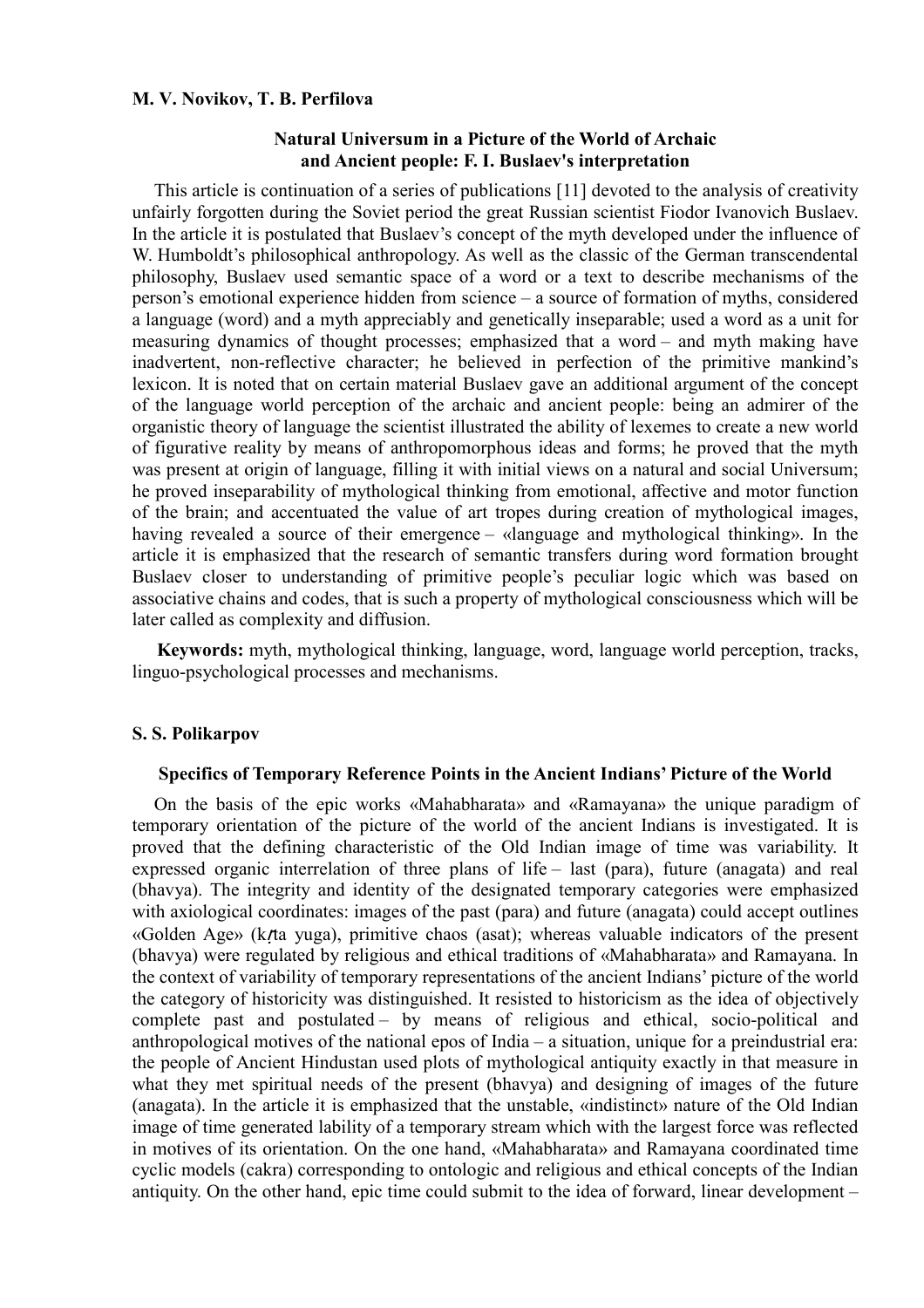**M. V. Novikov, T. B. Perfilova**

### Natural Universum in a Picture of the World of Archaic and Ancient people: F. I. Buslaev's interpretation

This article is continuation of a series of publications [11] devoted to the analysis of creativity unfairly forgotten during the Soviet period the great Russian scientist Fiodor Ivanovich Buslaev. In the article it is postulated that Buslaev's concept of the myth developed under the influence of W. Humboldt's philosophical anthropology. As well as the classic of the German transcendental philosophy, Buslaev used semantic space of a word or a text to describe mechanisms of the person's emotional experience hidden from science – a source of formation of myths, considered a language (word) and a myth appreciably and genetically inseparable; used a word as a unit for measuring dynamics of thought processes; emphasized that a word – and myth making have inadvertent, non-reflective character; he believed in perfection of the primitive mankind's lexicon. It is noted that on certain material Buslaev gave an additional argument of the concept of the language world perception of the archaic and ancient people: being an admirer of the organistic theory of language the scientist illustrated the ability of lexemes to create a new world of figurative reality by means of anthropomorphous ideas and forms; he proved that the myth was present at origin of language, filling it with initial views on a natural and social Universum; he proved inseparability of mythological thinking from emotional, affective and motor function of the brain; and accentuated the value of art tropes during creation of mythological images, having revealed a source of their emergence – «language and mythological thinking». In the article it is emphasized that the research of semantic transfers during word formation brought Buslaev closer to understanding of primitive people's peculiar logic which was based on associative chains and codes, that is such a property of mythological consciousness which will be later called as complexity and diffusion.

**Keywords:** myth, mythological thinking, language, word, language world perception, tracks, linguo-psychological processes and mechanisms.

**S. S. Polikarpov**

### Specifics of Temporary Reference Points in the Ancient Indians' Picture of the World

On the basis of the epic works «Mahabharata» and «Ramayana» the unique paradigm of temporary orientation of the picture of the world of the ancient Indians is investigated. It is proved that the defining characteristic of the Old Indian image of time was variability. It expressed organic interrelation of three plans of life – last (para), future (anagata) and real (bhavya). The integrity and identity of the designated temporary categories were emphasized with axiological coordinates: images of the past (para) and future (anagata) could accept outlines «Golden Age» (kṛta yuga), primitive chaos (asat); whereas valuable indicators of the present (bhavya) were regulated by religious and ethical traditions of «Mahabharata» and Ramayana. In the context of variability of temporary representations of the ancient Indians' picture of the world the category of historicity was distinguished. It resisted to historicism as the idea of objectively complete past and postulated – by means of religious and ethical, socio-political and anthropological motives of the national epos of India – a situation, unique for a preindustrial era: the people of Ancient Hindustan used plots of mythological antiquity exactly in that measure in what they met spiritual needs of the present (bhavya) and designing of images of the future (anagata). In the article it is emphasized that the unstable, «indistinct» nature of the Old Indian image of time generated lability of a temporary stream which with the largest force was reflected in motives of its orientation. On the one hand, «Mahabharata» and Ramayana coordinated time cyclic models (cakra) corresponding to ontologic and religious and ethical concepts of the Indian antiquity. On the other hand, epic time could submit to the idea of forward, linear development –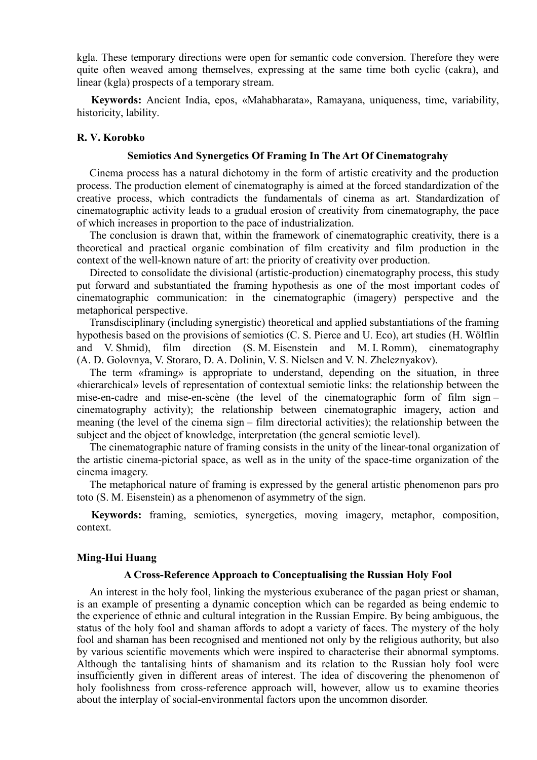kgla. These temporary directions were open for semantic code conversion. Therefore they were quite often weaved among themselves, expressing at the same time both cyclic (cakra), and linear (kgla) prospects of a temporary stream.

**Keywords:** Ancient India, epos, «Mahabharata», Ramayana, uniqueness, time, variability, historicity, lability.

**R. V. Korobko**

### Semiotics And Synergetics Of Framing In The Art Of Cinematograhy

Cinema process has a natural dichotomy in the form of artistic creativity and the production process. The production element of cinematography is aimed at the forced standardization of the creative process, which contradicts the fundamentals of cinema as art. Standardization of cinematographic activity leads to a gradual erosion of creativity from cinematography, the pace of which increases in proportion to the pace of industrialization.

The conclusion is drawn that, within the framework of cinematographic creativity, there is a theoretical and practical organic combination of film creativity and film production in the context of the well-known nature of art: the priority of creativity over production.

Directed to consolidate the divisional (artistic-production) cinematography process, this study put forward and substantiated the framing hypothesis as one of the most important codes of cinematographic communication: in the cinematographic (imagery) perspective and the metaphorical perspective.

Transdisciplinary (including synergistic) theoretical and applied substantiations of the framing hypothesis based on the provisions of semiotics (C. S. Pierce and U. Eco), art studies (H. Wölflin and V. Shmid), film direction (S. M. Eisenstein and M. I. Romm), cinematography (A. D. Golovnya, V. Storaro, D. A. Dolinin, V. S. Nielsen and V. N. Zheleznyakov).

The term «framing» is appropriate to understand, depending on the situation, in three «hierarchical» levels of representation of contextual semiotic links: the relationship between the mise-en-cadre and mise-en-scène (the level of the cinematographic form of film sign – cinematography activity); the relationship between cinematographic imagery, action and meaning (the level of the cinema sign – film directorial activities); the relationship between the subject and the object of knowledge, interpretation (the general semiotic level).

The cinematographic nature of framing consists in the unity of the linear-tonal organization of the artistic cinema-pictorial space, as well as in the unity of the space-time organization of the cinema imagery.

The metaphorical nature of framing is expressed by the general artistic phenomenon pars pro toto (S. M. Eisenstein) as a phenomenon of asymmetry of the sign.

**Keywords:** framing, semiotics, synergetics, moving imagery, metaphor, composition, context.

**Ming-Hui Huang**

### A Cross-Reference Approach to Conceptualising the Russian Holy Fool

An interest in the holy fool, linking the mysterious exuberance of the pagan priest or shaman, is an example of presenting a dynamic conception which can be regarded as being endemic to the experience of ethnic and cultural integration in the Russian Empire. By being ambiguous, the status of the holy fool and shaman affords to adopt a variety of faces. The mystery of the holy fool and shaman has been recognised and mentioned not only by the religious authority, but also by various scientific movements which were inspired to characterise their abnormal symptoms. Although the tantalising hints of shamanism and its relation to the Russian holy fool were insufficiently given in different areas of interest. The idea of discovering the phenomenon of holy foolishness from cross-reference approach will, however, allow us to examine theories about the interplay of social-environmental factors upon the uncommon disorder.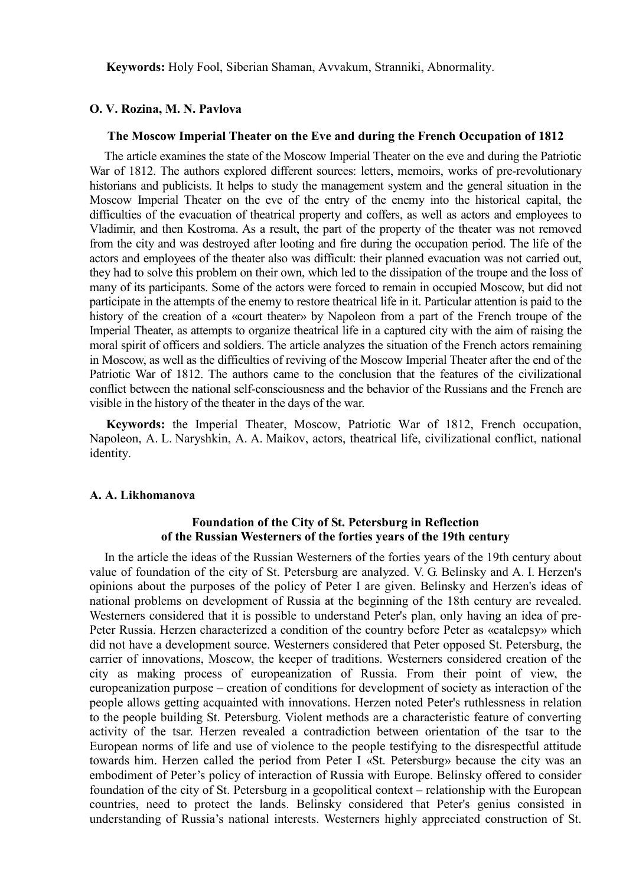**Keywords:** Holy Fool, Siberian Shaman, Avvakum, Stranniki, Abnormality.

**O. V. Rozina, M. N. Pavlova**

### The Moscow Imperial Theater on the Eve and during the French Occupation of 1812

The article examines the state of the Moscow Imperial Theater on the eve and during the Patriotic War of 1812. The authors explored different sources: letters, memoirs, works of pre-revolutionary historians and publicists. It helps to study the management system and the general situation in the Moscow Imperial Theater on the eve of the entry of the enemy into the historical capital, the difficulties of the evacuation of theatrical property and coffers, as well as actors and employees to Vladimir, and then Kostroma. As a result, the part of the property of the theater was not removed from the city and was destroyed after looting and fire during the occupation period. The life of the actors and employees of the theater also was difficult: their planned evacuation was not carried out, they had to solve this problem on their own, which led to the dissipation of the troupe and the loss of many of its participants. Some of the actors were forced to remain in occupied Moscow, but did not participate in the attempts of the enemy to restore theatrical life in it. Particular attention is paid to the history of the creation of a «court theater» by Napoleon from a part of the French troupe of the Imperial Theater, as attempts to organize theatrical life in a captured city with the aim of raising the moral spirit of officers and soldiers. The article analyzes the situation of the French actors remaining in Moscow, as well as the difficulties of reviving of the Moscow Imperial Theater after the end of the Patriotic War of 1812. The authors came to the conclusion that the features of the civilizational conflict between the national self-consciousness and the behavior of the Russians and the French are visible in the history of the theater in the days of the war.

**Keywords:** the Imperial Theater, Moscow, Patriotic War of 1812, French occupation, Napoleon, A. L. Naryshkin, A. A. Maikov, actors, theatrical life, civilizational conflict, national identity.

**A. A. Likhomanova**

### Foundation of the City of St. Petersburg in Reflection of the Russian Westerners of the forties years of the 19th century

In the article the ideas of the Russian Westerners of the forties years of the 19th century about value of foundation of the city of St. Petersburg are analyzed. V. G. Belinsky and A. I. Herzen's opinions about the purposes of the policy of Peter I are given. Belinsky and Herzen's ideas of national problems on development of Russia at the beginning of the 18th century are revealed. Westerners considered that it is possible to understand Peter's plan, only having an idea of pre-Peter Russia. Herzen characterized a condition of the country before Peter as «catalepsy» which did not have a development source. Westerners considered that Peter opposed St. Petersburg, the carrier of innovations, Moscow, the keeper of traditions. Westerners considered creation of the city as making process of europeanization of Russia. From their point of view, the europeanization purpose – creation of conditions for development of society as interaction of the people allows getting acquainted with innovations. Herzen noted Peter's ruthlessness in relation to the people building St. Petersburg. Violent methods are a characteristic feature of converting activity of the tsar. Herzen revealed a contradiction between orientation of the tsar to the European norms of life and use of violence to the people testifying to the disrespectful attitude towards him. Herzen called the period from Peter I «St. Petersburg» because the city was an embodiment of Peter's policy of interaction of Russia with Europe. Belinsky offered to consider foundation of the city of St. Petersburg in a geopolitical context – relationship with the European countries, need to protect the lands. Belinsky considered that Peter's genius consisted in understanding of Russia's national interests. Westerners highly appreciated construction of St.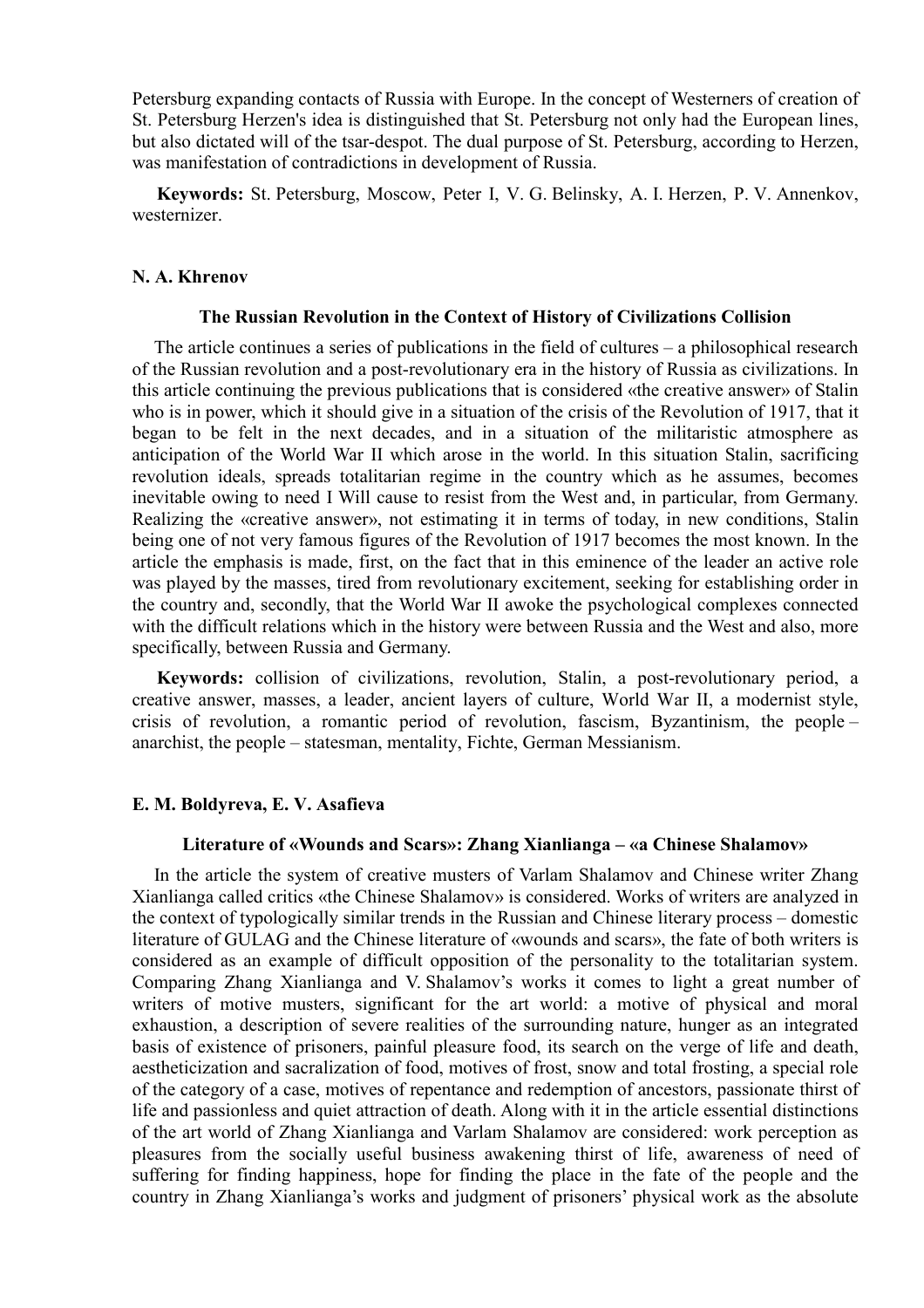Petersburg expanding contacts of Russia with Europe. In the concept of Westerners of creation of St. Petersburg Herzen's idea is distinguished that St. Petersburg not only had the European lines, but also dictated will of the tsar-despot. The dual purpose of St. Petersburg, according to Herzen, was manifestation of contradictions in development of Russia.

**Keywords:** St. Petersburg, Moscow, Peter I, V. G. Belinsky, A. I. Herzen, P. V. Annenkov, westernizer.

**N. A. Khrenov**

### The Russian Revolution in the Context of History of Civilizations Collision

The article continues a series of publications in the field of cultures – a philosophical research of the Russian revolution and a post-revolutionary era in the history of Russia as civilizations. In this article continuing the previous publications that is considered «the creative answer» of Stalin who is in power, which it should give in a situation of the crisis of the Revolution of 1917, that it began to be felt in the next decades, and in a situation of the militaristic atmosphere as anticipation of the World War II which arose in the world. In this situation Stalin, sacrificing revolution ideals, spreads totalitarian regime in the country which as he assumes, becomes inevitable owing to need I Will cause to resist from the West and, in particular, from Germany. Realizing the «creative answer», not estimating it in terms of today, in new conditions, Stalin being one of not very famous figures of the Revolution of 1917 becomes the most known. In the article the emphasis is made, first, on the fact that in this eminence of the leader an active role was played by the masses, tired from revolutionary excitement, seeking for establishing order in the country and, secondly, that the World War II awoke the psychological complexes connected with the difficult relations which in the history were between Russia and the West and also, more specifically, between Russia and Germany.

**Keywords:** collision of civilizations, revolution, Stalin, a post-revolutionary period, a creative answer, masses, a leader, ancient layers of culture, World War II, a modernist style, crisis of revolution, a romantic period of revolution, fascism, Byzantinism, the people – anarchist, the people – statesman, mentality, Fichte, German Messianism.

**E. M. Boldyreva, E. V. Asafieva**

### Literature of «Wounds and Scars»: Zhang Xianlianga – «a Chinese Shalamov»

In the article the system of creative musters of Varlam Shalamov and Chinese writer Zhang Xianlianga called critics «the Chinese Shalamov» is considered. Works of writers are analyzed in the context of typologically similar trends in the Russian and Chinese literary process – domestic literature of GULAG and the Chinese literature of «wounds and scars», the fate of both writers is considered as an example of difficult opposition of the personality to the totalitarian system. Comparing Zhang Xianlianga and V. Shalamov's works it comes to light a great number of writers of motive musters, significant for the art world: a motive of physical and moral exhaustion, a description of severe realities of the surrounding nature, hunger as an integrated basis of existence of prisoners, painful pleasure food, its search on the verge of life and death, aestheticization and sacralization of food, motives of frost, snow and total frosting, a special role of the category of a case, motives of repentance and redemption of ancestors, passionate thirst of life and passionless and quiet attraction of death. Along with it in the article essential distinctions of the art world of Zhang Xianlianga and Varlam Shalamov are considered: work perception as pleasures from the socially useful business awakening thirst of life, awareness of need of suffering for finding happiness, hope for finding the place in the fate of the people and the country in Zhang Xianlianga's works and judgment of prisoners' physical work as the absolute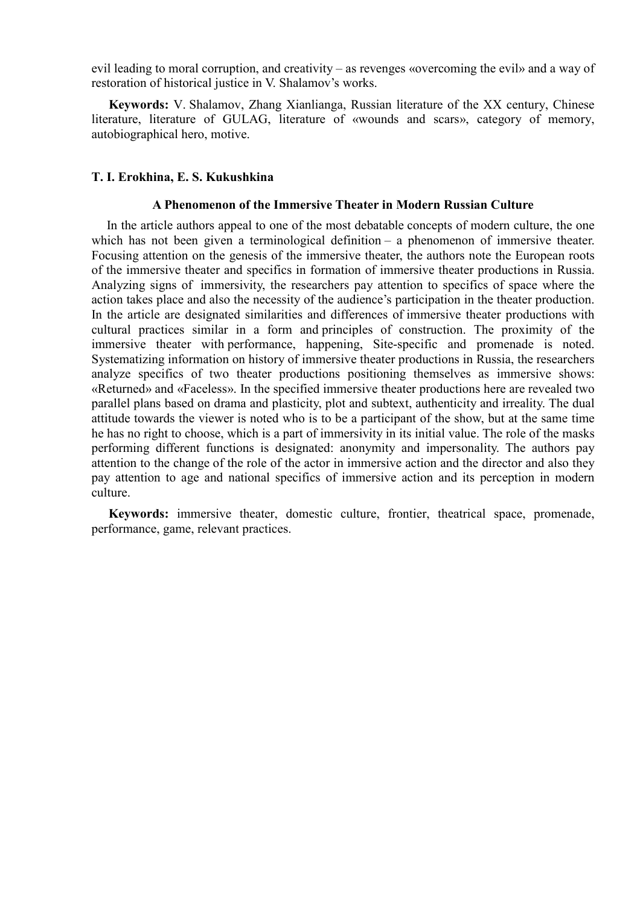evil leading to moral corruption, and creativity – as revenges «overcoming the evil» and a way of restoration of historical justice in V. Shalamov's works.

**Keywords:** V. Shalamov, Zhang Xianlianga, Russian literature of the XX century, Chinese literature, literature of GULAG, literature of «wounds and scars», category of memory, autobiographical hero, motive.

**T. I. Erokhina, E. S. Kukushkina**

### A Phenomenon of the Immersive Theater in Modern Russian Culture

In the article authors appeal to one of the most debatable concepts of modern culture, the one which has not been given a terminological definition – a phenomenon of immersive theater. Focusing attention on the genesis of the immersive theater, the authors note the European roots of the immersive theater and specifics in formation of immersive theater productions in Russia. Analyzing signs of immersivity, the researchers pay attention to specifics of space where the action takes place and also the necessity of the audience's participation in the theater production. In the article are designated similarities and differences of immersive theater productions with cultural practices similar in a form and principles of construction. The proximity of the immersive theater with performance, happening, Site-specific and promenade is noted. Systematizing information on history of immersive theater productions in Russia, the researchers analyze specifics of two theater productions positioning themselves as immersive shows: «Returned» and «Faceless». In the specified immersive theater productions here are revealed two parallel plans based on drama and plasticity, plot and subtext, authenticity and irreality. The dual attitude towards the viewer is noted who is to be a participant of the show, but at the same time he has no right to choose, which is a part of immersivity in its initial value. The role of the masks performing different functions is designated: anonymity and impersonality. The authors pay attention to the change of the role of the actor in immersive action and the director and also they pay attention to age and national specifics of immersive action and its perception in modern culture.

**Keywords:** immersive theater, domestic culture, frontier, theatrical space, promenade, performance, game, relevant practices.